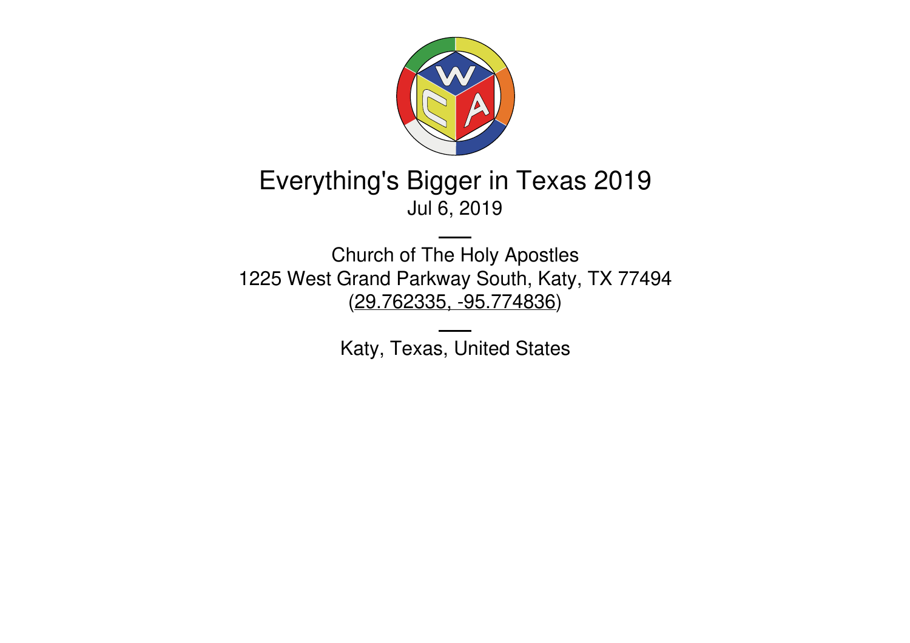# Everything's Bigger in Texas 2019

Jul 6, 2019

---

Church of The Holy Apostles
1225 West Grand Parkway South, Katy, TX 77494
(29.762335, -95.774836)

---

Katy, Texas, United States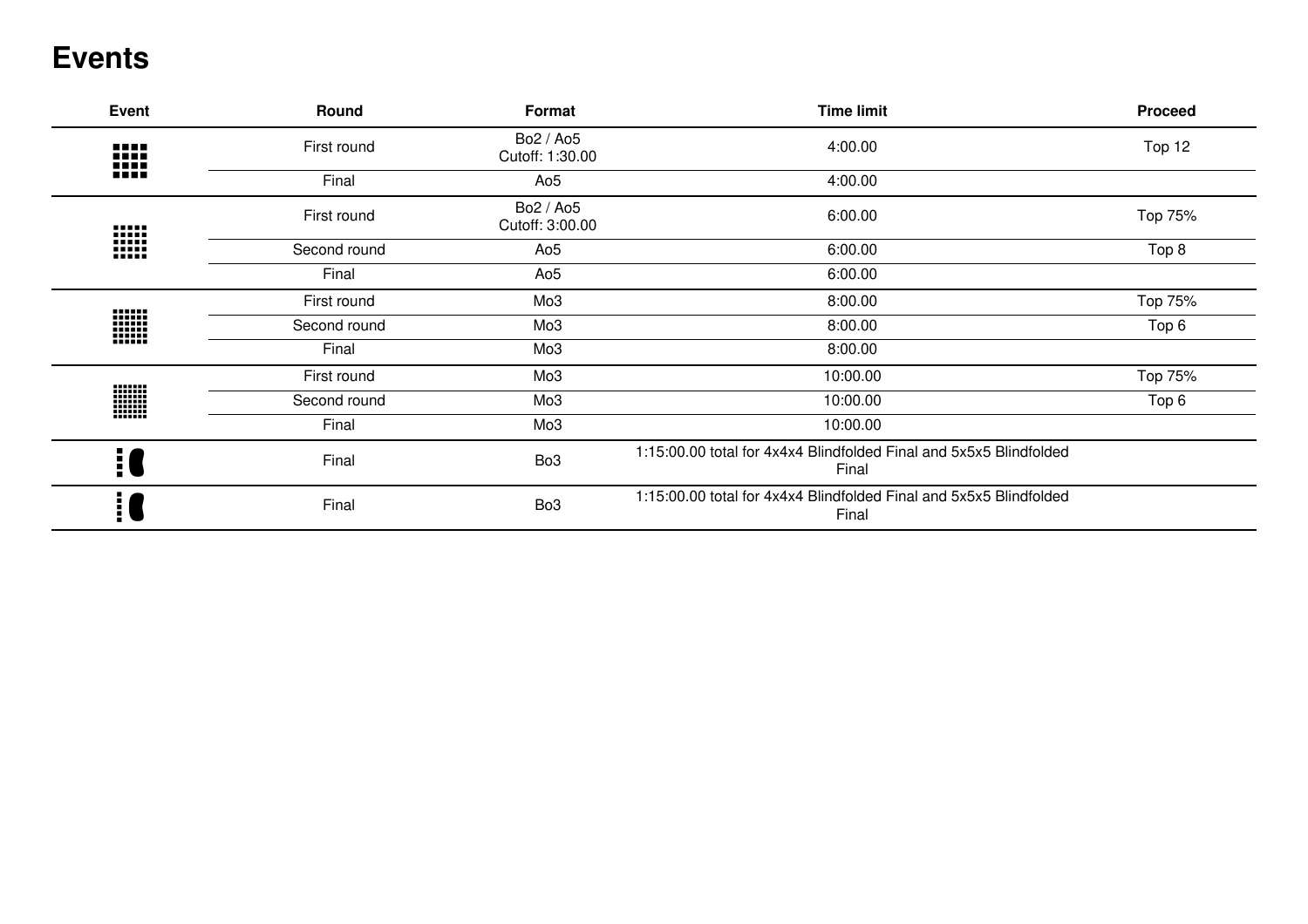# Events

| Event | Round | Format | Time limit | Proceed |
|---|---|---|---|---|
| | First round | Bo2 / Ao5 Cutoff: 1:30.00 | 4:00.00 | Top 12 |
| | Final | Ao5 | 4:00.00 | |
| | First round | Bo2 / Ao5 Cutoff: 3:00.00 | 6:00.00 | Top 75% |
| | Second round | Ao5 | 6:00.00 | Top 8 |
| | Final | Ao5 | 6:00.00 | |
| | First round | Mo3 | 8:00.00 | Top 75% |
| | Second round | Mo3 | 8:00.00 | Top 6 |
| | Final | Mo3 | 8:00.00 | |
| | First round | Mo3 | 10:00.00 | Top 75% |
| | Second round | Mo3 | 10:00.00 | Top 6 |
| | Final | Mo3 | 10:00.00 | |
| | Final | Bo3 | 1:15:00.00 total for 4x4x4 Blindfolded Final and 5x5x5 Blindfolded Final | |
| | Final | Bo3 | 1:15:00.00 total for 4x4x4 Blindfolded Final and 5x5x5 Blindfolded Final | |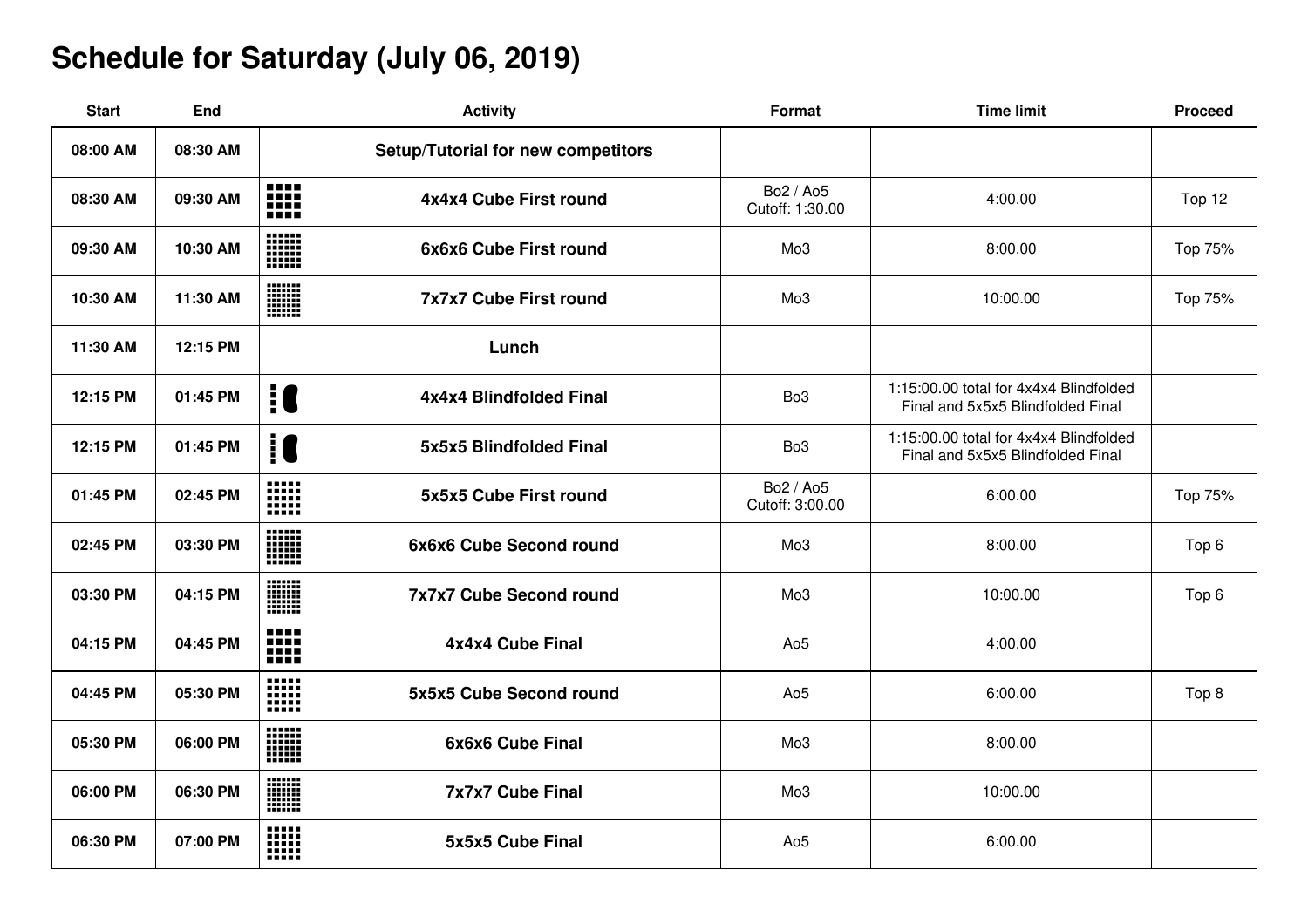# Schedule for Saturday (July 06, 2019)

| Start | End | Activity | Format | Time limit | Proceed |
|---|---|---|---|---|---|
| 08:00 AM | 08:30 AM | Setup/Tutorial for new competitors | | | |
| 08:30 AM | 09:30 AM | 4x4x4 Cube First round | Bo2 / Ao5 Cutoff: 1:30.00 | 4:00.00 | Top 12 |
| 09:30 AM | 10:30 AM | 6x6x6 Cube First round | Mo3 | 8:00.00 | Top 75% |
| 10:30 AM | 11:30 AM | 7x7x7 Cube First round | Mo3 | 10:00.00 | Top 75% |
| 11:30 AM | 12:15 PM | Lunch | | | |
| 12:15 PM | 01:45 PM | 4x4x4 Blindfolded Final | Bo3 | 1:15:00.00 total for 4x4x4 Blindfolded Final and 5x5x5 Blindfolded Final | |
| 12:15 PM | 01:45 PM | 5x5x5 Blindfolded Final | Bo3 | 1:15:00.00 total for 4x4x4 Blindfolded Final and 5x5x5 Blindfolded Final | |
| 01:45 PM | 02:45 PM | 5x5x5 Cube First round | Bo2 / Ao5 Cutoff: 3:00.00 | 6:00.00 | Top 75% |
| 02:45 PM | 03:30 PM | 6x6x6 Cube Second round | Mo3 | 8:00.00 | Top 6 |
| 03:30 PM | 04:15 PM | 7x7x7 Cube Second round | Mo3 | 10:00.00 | Top 6 |
| 04:15 PM | 04:45 PM | 4x4x4 Cube Final | Ao5 | 4:00.00 | |
| 04:45 PM | 05:30 PM | 5x5x5 Cube Second round | Ao5 | 6:00.00 | Top 8 |
| 05:30 PM | 06:00 PM | 6x6x6 Cube Final | Mo3 | 8:00.00 | |
| 06:00 PM | 06:30 PM | 7x7x7 Cube Final | Mo3 | 10:00.00 | |
| 06:30 PM | 07:00 PM | 5x5x5 Cube Final | Ao5 | 6:00.00 | |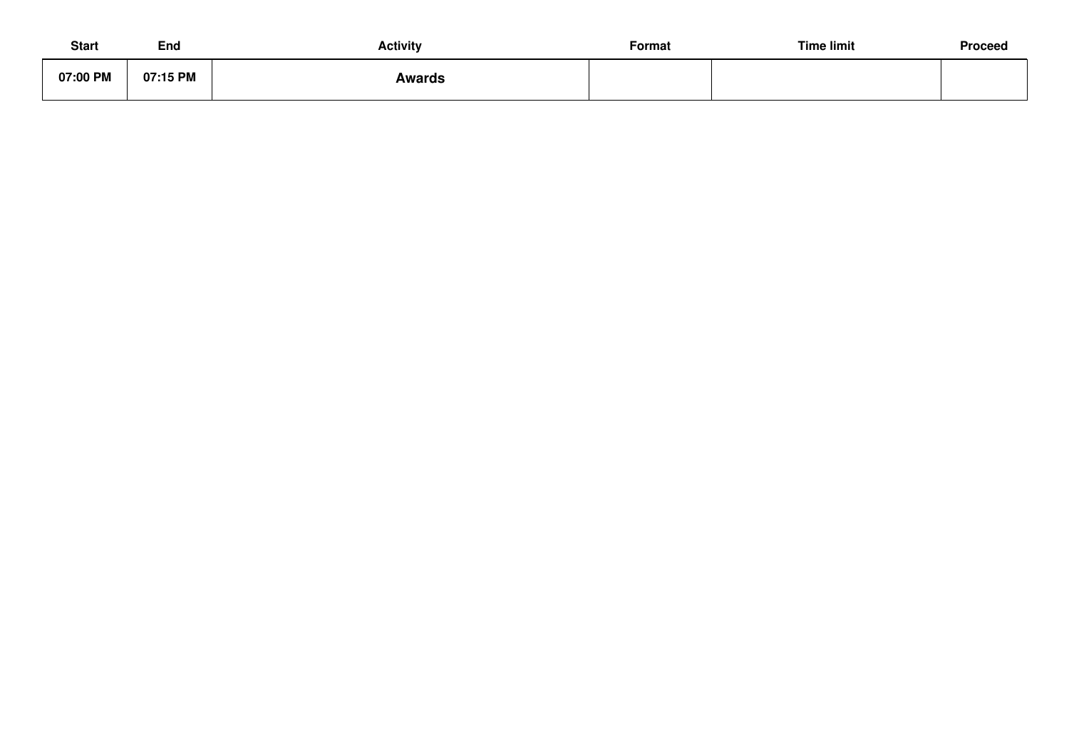| Start | End | Activity | Format | Time limit | Proceed |
| --- | --- | --- | --- | --- | --- |
| **07:00 PM** | **07:15 PM** | **Awards** | | | |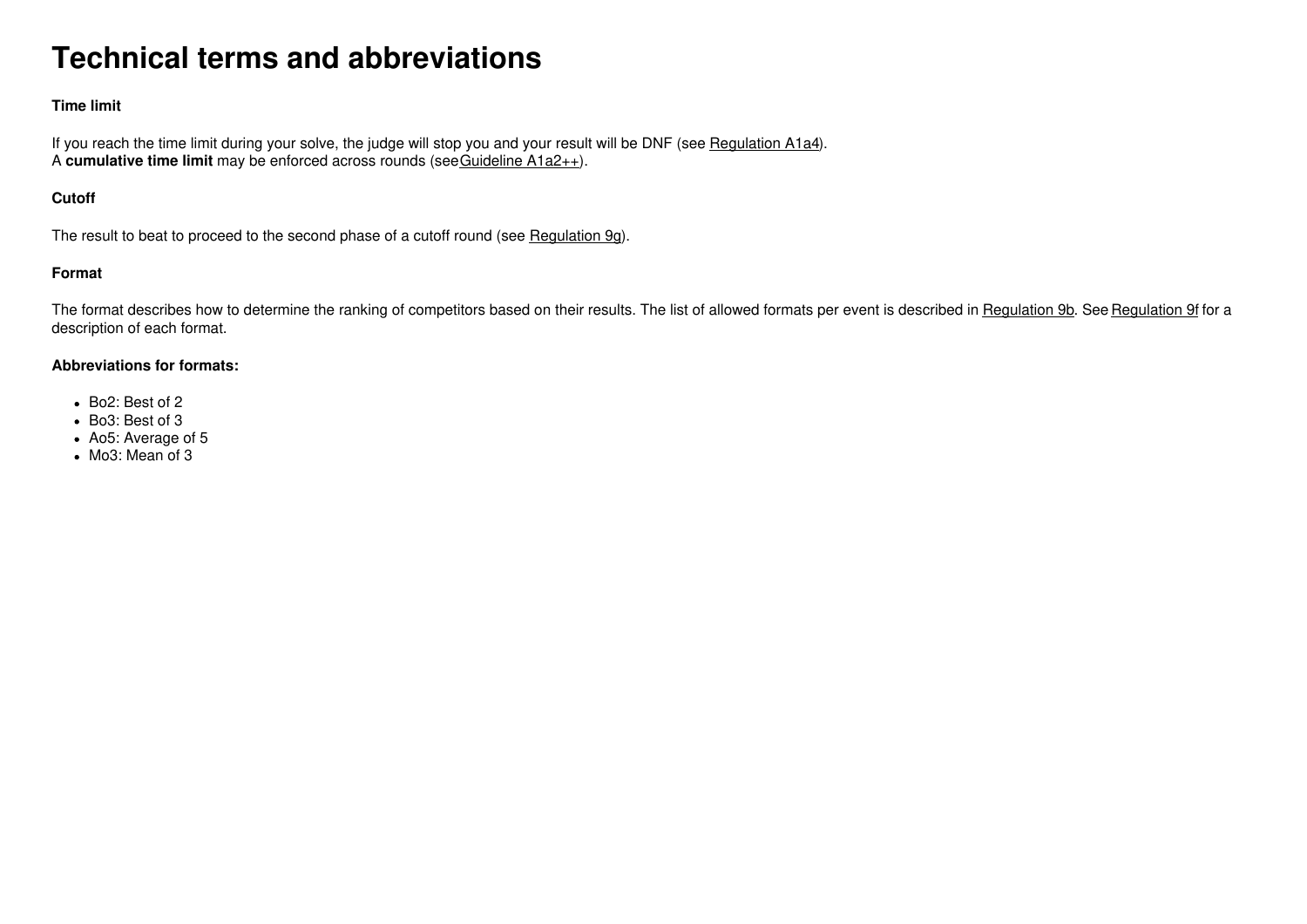# Technical terms and abbreviations

**Time limit**

If you reach the time limit during your solve, the judge will stop you and your result will be DNF (see Regulation A1a4).
A **cumulative time limit** may be enforced across rounds (see Guideline A1a2++).

**Cutoff**

The result to beat to proceed to the second phase of a cutoff round (see Regulation 9g).

**Format**

The format describes how to determine the ranking of competitors based on their results. The list of allowed formats per event is described in Regulation 9b. See Regulation 9f for a description of each format.

**Abbreviations for formats:**

- Bo2: Best of 2
- Bo3: Best of 3
- Ao5: Average of 5
- Mo3: Mean of 3